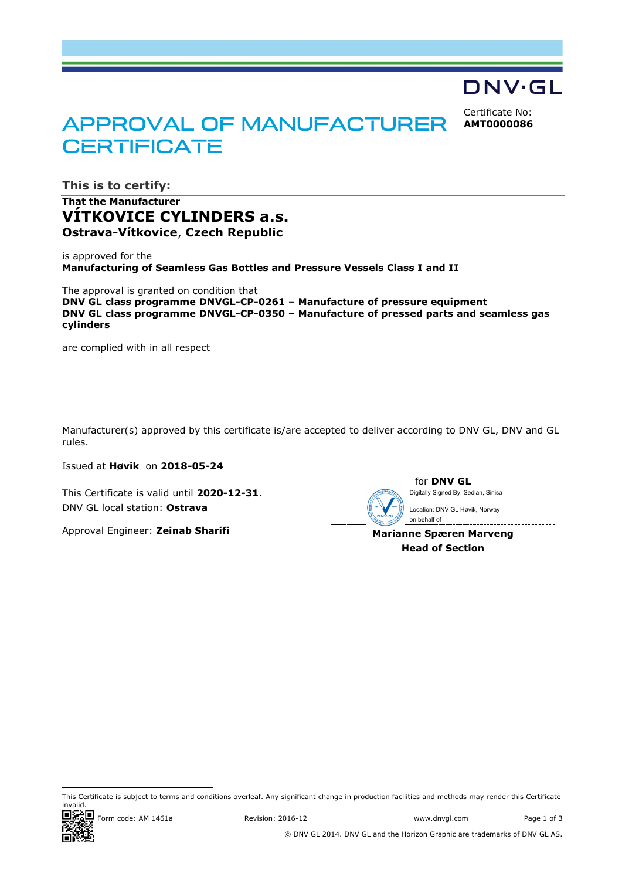DNV·GL

# APPROVAL OF MANUFACTURER CERTIFICATE

Certificate No:
**AMT0000086**

## This is to certify:

**That the Manufacturer**

**VÍTKOVICE CYLINDERS a.s.**

**Ostrava-Vítkovice**, **Czech Republic**

is approved for the
**Manufacturing of Seamless Gas Bottles and Pressure Vessels Class I and II**

The approval is granted on condition that
**DNV GL class programme DNVGL-CP-0261 – Manufacture of pressure equipment**
**DNV GL class programme DNVGL-CP-0350 – Manufacture of pressed parts and seamless gas cylinders**

are complied with in all respect

Manufacturer(s) approved by this certificate is/are accepted to deliver according to DNV GL, DNV and GL rules.

Issued at **Høvik** on **2018-05-24**

This Certificate is valid until **2020-12-31**.
DNV GL local station: **Ostrava**

Approval Engineer: **Zeinab Sharifi**

for **DNV GL**

Digitally Signed By: Sedlan, Sinisa
Location: DNV GL Høvik, Norway
on behalf of

**Marianne Spæren Marveng**
**Head of Section**

This Certificate is subject to terms and conditions overleaf. Any significant change in production facilities and methods may render this Certificate invalid.

Form code: AM 1461a | Revision: 2016-12 | www.dnvgl.com

© DNV GL 2014. DNV GL and the Horizon Graphic are trademarks of DNV GL AS.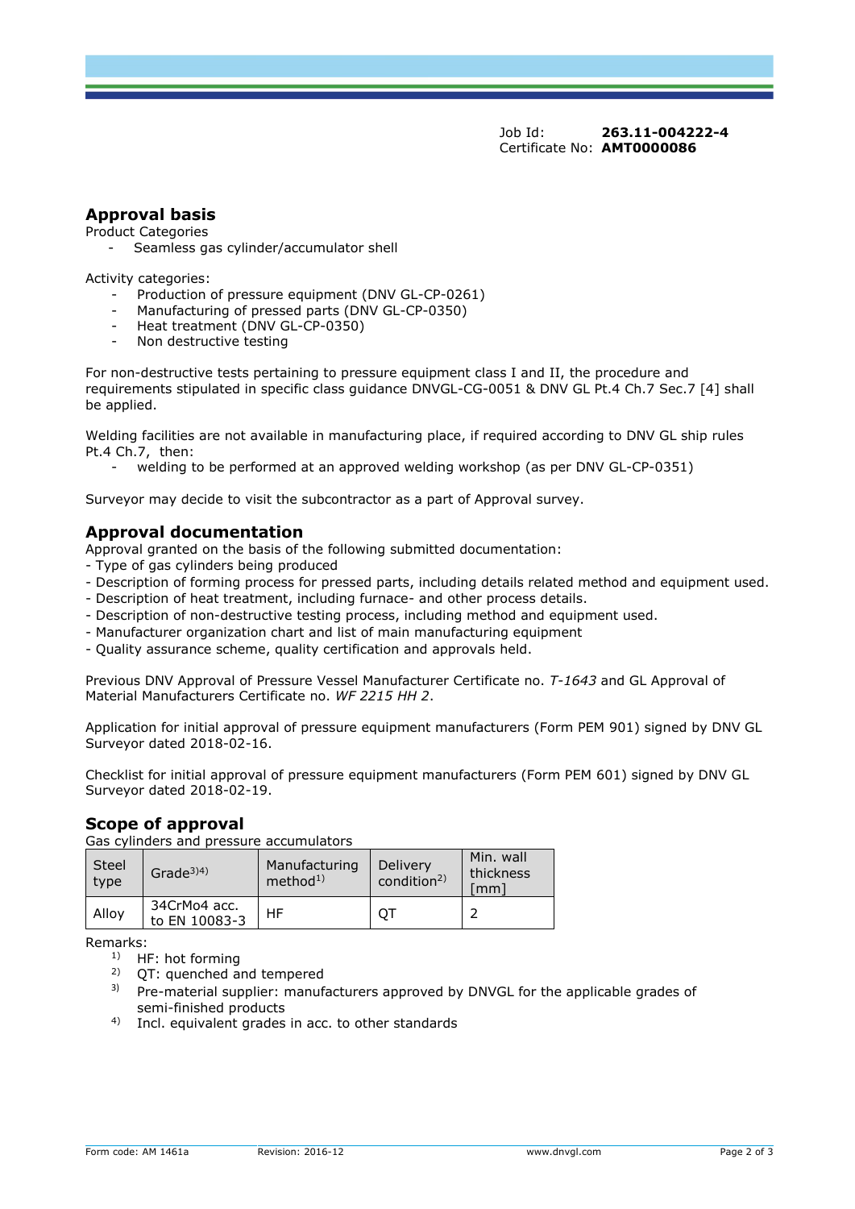Job Id: **263.11-004222-4**
Certificate No: **AMT0000086**

## Approval basis

Product Categories

- Seamless gas cylinder/accumulator shell

Activity categories:

- Production of pressure equipment (DNV GL-CP-0261)
- Manufacturing of pressed parts (DNV GL-CP-0350)
- Heat treatment (DNV GL-CP-0350)
- Non destructive testing

For non-destructive tests pertaining to pressure equipment class I and II, the procedure and requirements stipulated in specific class guidance DNVGL-CG-0051 & DNV GL Pt.4 Ch.7 Sec.7 [4] shall be applied.

Welding facilities are not available in manufacturing place, if required according to DNV GL ship rules Pt.4 Ch.7, then:

- welding to be performed at an approved welding workshop (as per DNV GL-CP-0351)

Surveyor may decide to visit the subcontractor as a part of Approval survey.

## Approval documentation

Approval granted on the basis of the following submitted documentation:

- Type of gas cylinders being produced
- Description of forming process for pressed parts, including details related method and equipment used.
- Description of heat treatment, including furnace- and other process details.
- Description of non-destructive testing process, including method and equipment used.
- Manufacturer organization chart and list of main manufacturing equipment
- Quality assurance scheme, quality certification and approvals held.

Previous DNV Approval of Pressure Vessel Manufacturer Certificate no. *T-1643* and GL Approval of Material Manufacturers Certificate no. *WF 2215 HH 2*.

Application for initial approval of pressure equipment manufacturers (Form PEM 901) signed by DNV GL Surveyor dated 2018-02-16.

Checklist for initial approval of pressure equipment manufacturers (Form PEM 601) signed by DNV GL Surveyor dated 2018-02-19.

## Scope of approval

Gas cylinders and pressure accumulators

| Steel type | Grade[3)4)] | Manufacturing method[1)] | Delivery condition[2)] | Min. wall thickness [mm] |
|---|---|---|---|---|
| Alloy | 34CrMo4 acc. to EN 10083-3 | HF | QT | 2 |

Remarks:

1) HF: hot forming
2) QT: quenched and tempered
3) Pre-material supplier: manufacturers approved by DNVGL for the applicable grades of semi-finished products
4) Incl. equivalent grades in acc. to other standards

Form code: AM 1461a Revision: 2016-12 www.dnvgl.com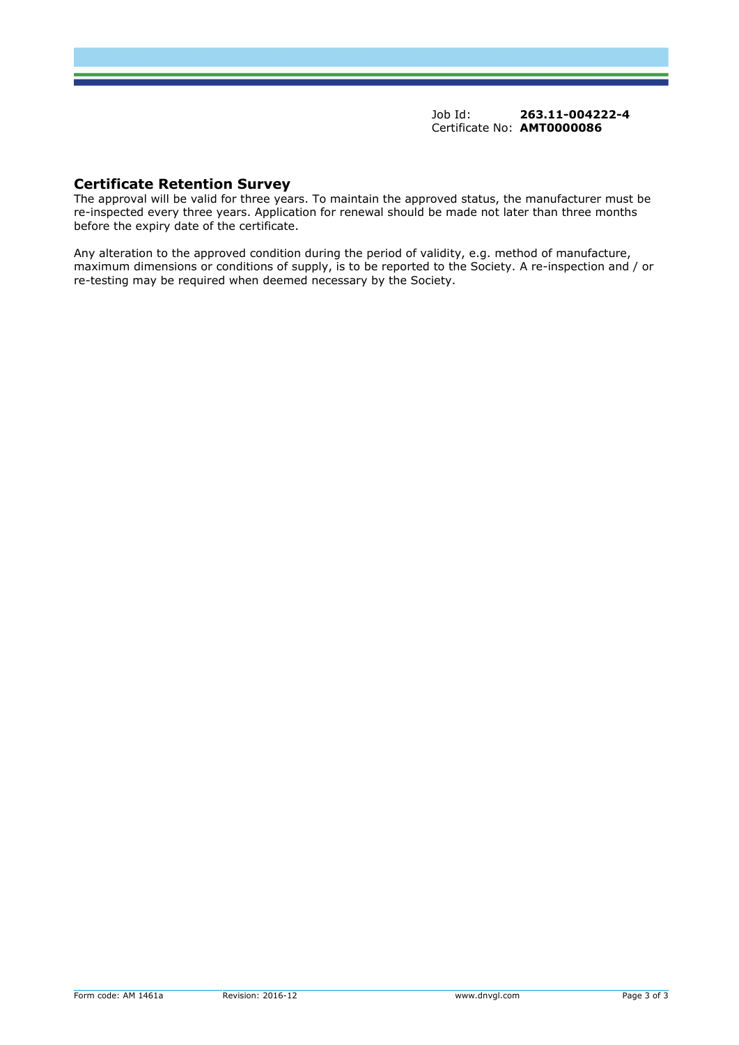Job Id: **263.11-004222-4**
Certificate No: **AMT0000086**

## Certificate Retention Survey

The approval will be valid for three years. To maintain the approved status, the manufacturer must be re-inspected every three years. Application for renewal should be made not later than three months before the expiry date of the certificate.

Any alteration to the approved condition during the period of validity, e.g. method of manufacture, maximum dimensions or conditions of supply, is to be reported to the Society. A re-inspection and / or re-testing may be required when deemed necessary by the Society.